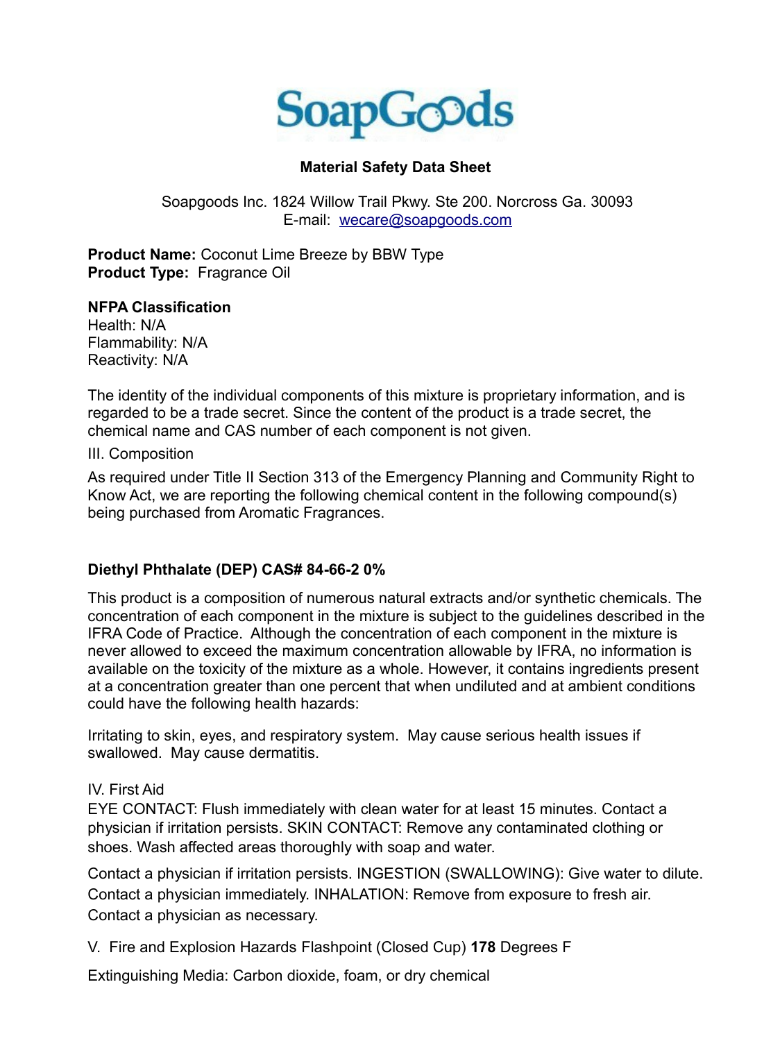# SoapGoods

## Material Safety Data Sheet

Soapgoods Inc. 1824 Willow Trail Pkwy. Ste 200. Norcross Ga. 30093
E-mail: wecare@soapgoods.com

**Product Name:** Coconut Lime Breeze by BBW Type
**Product Type:** Fragrance Oil

**NFPA Classification**
Health: N/A
Flammability: N/A
Reactivity: N/A

The identity of the individual components of this mixture is proprietary information, and is regarded to be a trade secret. Since the content of the product is a trade secret, the chemical name and CAS number of each component is not given.

III. Composition

As required under Title II Section 313 of the Emergency Planning and Community Right to Know Act, we are reporting the following chemical content in the following compound(s) being purchased from Aromatic Fragrances.

**Diethyl Phthalate (DEP) CAS# 84-66-2 0%**

This product is a composition of numerous natural extracts and/or synthetic chemicals. The concentration of each component in the mixture is subject to the guidelines described in the IFRA Code of Practice. Although the concentration of each component in the mixture is never allowed to exceed the maximum concentration allowable by IFRA, no information is available on the toxicity of the mixture as a whole. However, it contains ingredients present at a concentration greater than one percent that when undiluted and at ambient conditions could have the following health hazards:

Irritating to skin, eyes, and respiratory system. May cause serious health issues if swallowed. May cause dermatitis.

IV. First Aid
EYE CONTACT: Flush immediately with clean water for at least 15 minutes. Contact a physician if irritation persists. SKIN CONTACT: Remove any contaminated clothing or shoes. Wash affected areas thoroughly with soap and water.

Contact a physician if irritation persists. INGESTION (SWALLOWING): Give water to dilute. Contact a physician immediately. INHALATION: Remove from exposure to fresh air. Contact a physician as necessary.

V. Fire and Explosion Hazards Flashpoint (Closed Cup) **178** Degrees F

Extinguishing Media: Carbon dioxide, foam, or dry chemical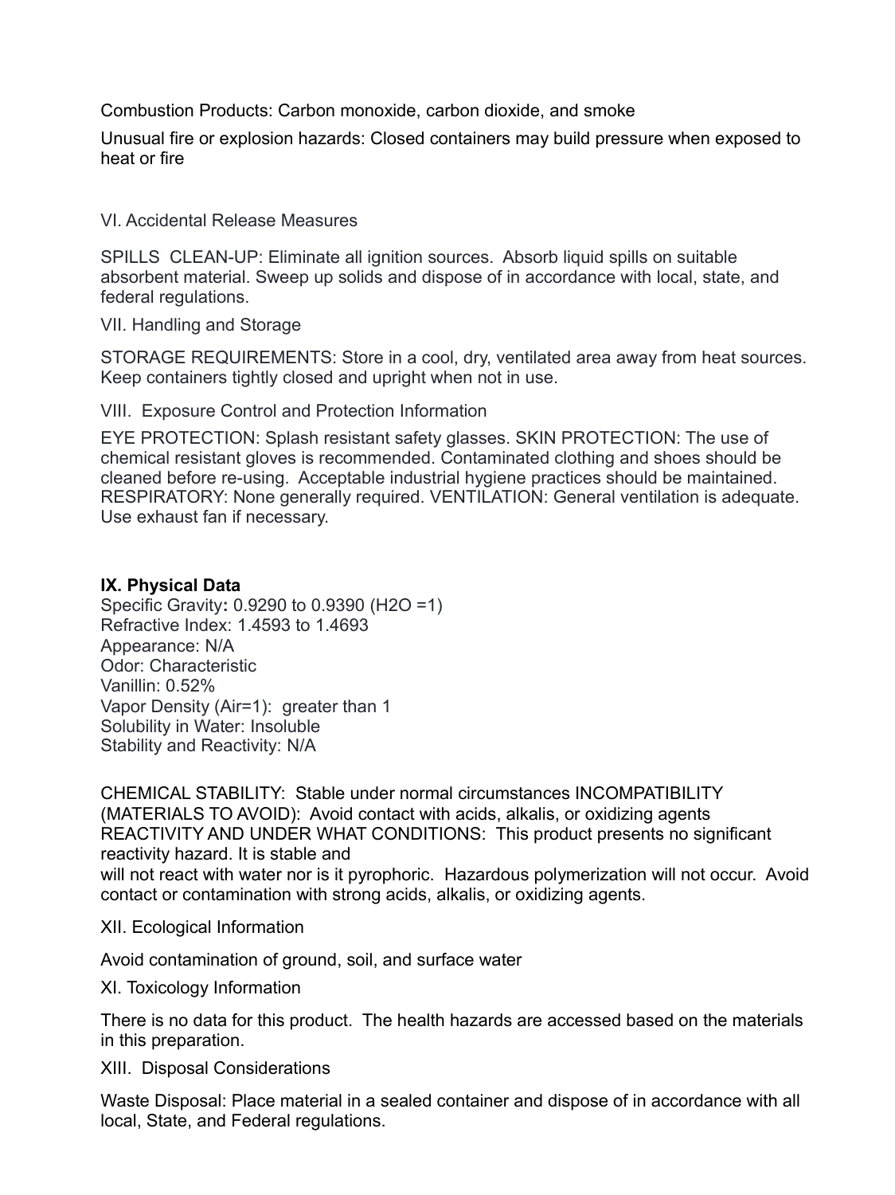Combustion Products: Carbon monoxide, carbon dioxide, and smoke

Unusual fire or explosion hazards: Closed containers may build pressure when exposed to heat or fire

VI. Accidental Release Measures

SPILLS CLEAN-UP: Eliminate all ignition sources. Absorb liquid spills on suitable absorbent material. Sweep up solids and dispose of in accordance with local, state, and federal regulations.

VII. Handling and Storage

STORAGE REQUIREMENTS: Store in a cool, dry, ventilated area away from heat sources. Keep containers tightly closed and upright when not in use.

VIII. Exposure Control and Protection Information

EYE PROTECTION: Splash resistant safety glasses. SKIN PROTECTION: The use of chemical resistant gloves is recommended. Contaminated clothing and shoes should be cleaned before re-using. Acceptable industrial hygiene practices should be maintained. RESPIRATORY: None generally required. VENTILATION: General ventilation is adequate. Use exhaust fan if necessary.

**IX. Physical Data**

Specific Gravity**:** 0.9290 to 0.9390 ($H_2O$ =1)
Refractive Index: 1.4593 to 1.4693
Appearance: N/A
Odor: Characteristic
Vanillin: 0.52%
Vapor Density (Air=1): greater than 1
Solubility in Water: Insoluble
Stability and Reactivity: N/A

CHEMICAL STABILITY: Stable under normal circumstances INCOMPATIBILITY (MATERIALS TO AVOID): Avoid contact with acids, alkalis, or oxidizing agents REACTIVITY AND UNDER WHAT CONDITIONS: This product presents no significant reactivity hazard. It is stable and will not react with water nor is it pyrophoric. Hazardous polymerization will not occur. Avoid contact or contamination with strong acids, alkalis, or oxidizing agents.

XII. Ecological Information

Avoid contamination of ground, soil, and surface water

XI. Toxicology Information

There is no data for this product. The health hazards are accessed based on the materials in this preparation.

XIII. Disposal Considerations

Waste Disposal: Place material in a sealed container and dispose of in accordance with all local, State, and Federal regulations.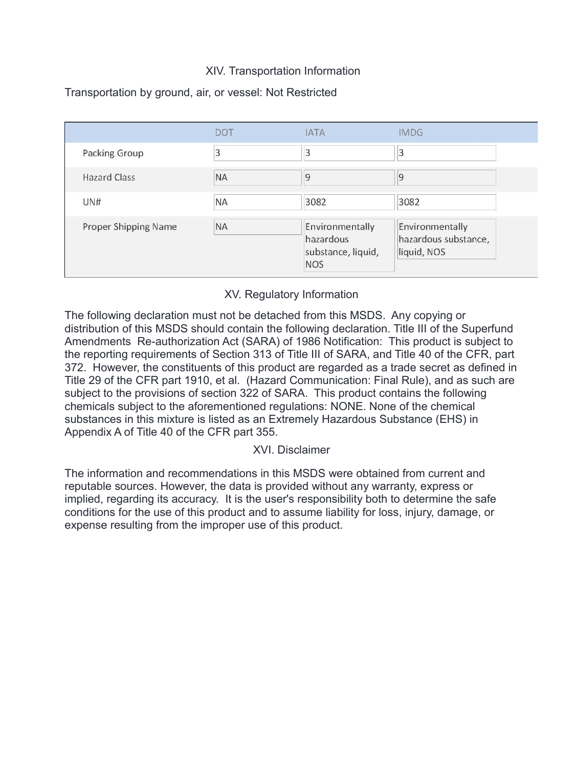## XIV. Transportation Information

Transportation by ground, air, or vessel: Not Restricted

| | DOT | IATA | IMDG |
|---|---|---|---|
| Packing Group | 3 | 3 | 3 |
| Hazard Class | NA | 9 | 9 |
| UN# | NA | 3082 | 3082 |
| Proper Shipping Name | NA | Environmentally hazardous substance, liquid, NOS | Environmentally hazardous substance, liquid, NOS |

## XV. Regulatory Information

The following declaration must not be detached from this MSDS. Any copying or distribution of this MSDS should contain the following declaration. Title III of the Superfund Amendments Re-authorization Act (SARA) of 1986 Notification: This product is subject to the reporting requirements of Section 313 of Title III of SARA, and Title 40 of the CFR, part 372. However, the constituents of this product are regarded as a trade secret as defined in Title 29 of the CFR part 1910, et al. (Hazard Communication: Final Rule), and as such are subject to the provisions of section 322 of SARA. This product contains the following chemicals subject to the aforementioned regulations: NONE. None of the chemical substances in this mixture is listed as an Extremely Hazardous Substance (EHS) in Appendix A of Title 40 of the CFR part 355.

## XVI. Disclaimer

The information and recommendations in this MSDS were obtained from current and reputable sources. However, the data is provided without any warranty, express or implied, regarding its accuracy. It is the user's responsibility both to determine the safe conditions for the use of this product and to assume liability for loss, injury, damage, or expense resulting from the improper use of this product.